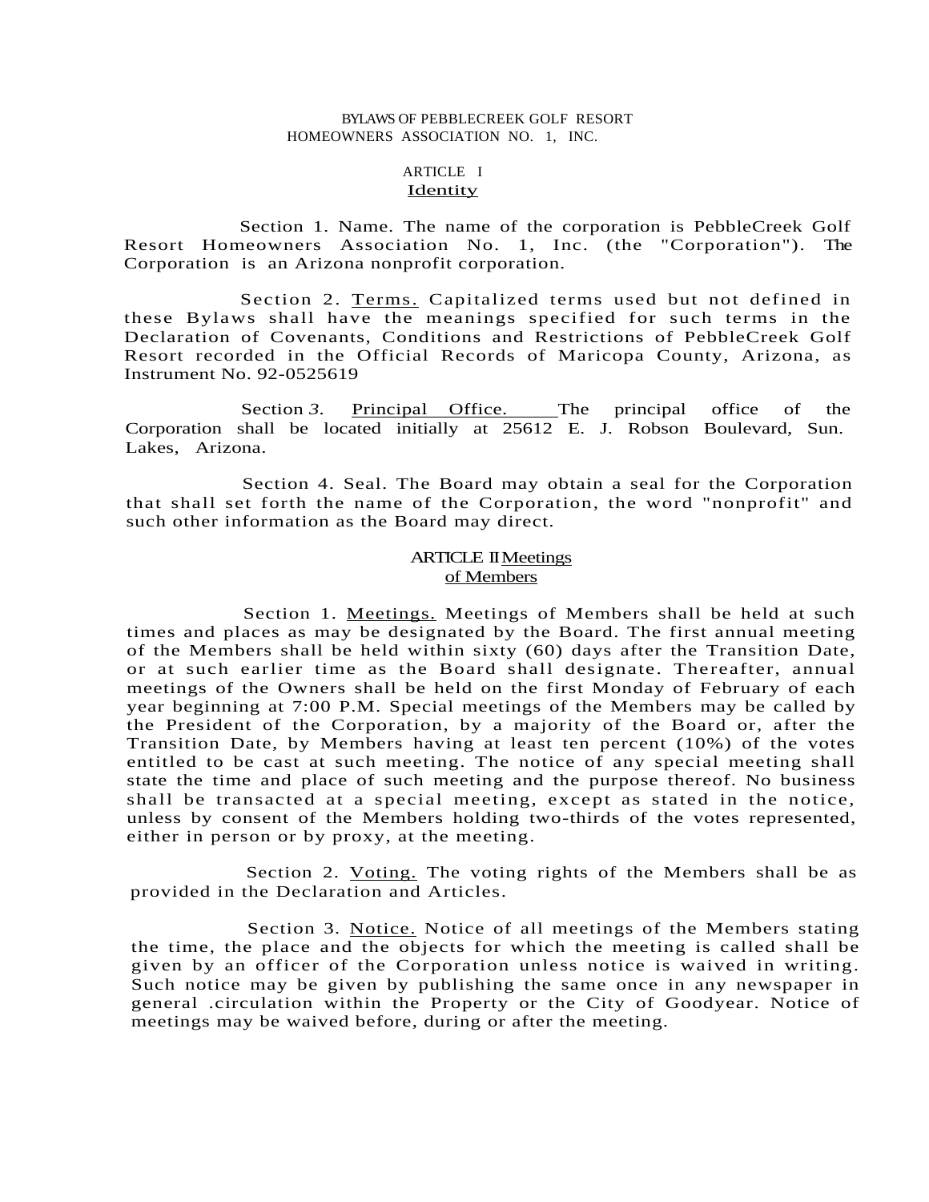# BYLAWS OF PEBBLECREEK GOLF RESORT HOMEOWNERS ASSOCIATION NO. 1, INC.

## ARTICLE I
### Identity

Section 1. Name. The name of the corporation is PebbleCreek Golf Resort Homeowners Association No. 1, Inc. (the "Corporation"). The Corporation is an Arizona nonprofit corporation.

Section 2. Terms. Capitalized terms used but not defined in these Bylaws shall have the meanings specified for such terms in the Declaration of Covenants, Conditions and Restrictions of PebbleCreek Golf Resort recorded in the Official Records of Maricopa County, Arizona, as Instrument No. 92-0525619

Section *3*. Principal Office. The principal office of the Corporation shall be located initially at 25612 E. J. Robson Boulevard, Sun. Lakes, Arizona.

Section 4. Seal. The Board may obtain a seal for the Corporation that shall set forth the name of the Corporation, the word "nonprofit" and such other information as the Board may direct.

## ARTICLE II
### Meetings of Members

Section 1. Meetings. Meetings of Members shall be held at such times and places as may be designated by the Board. The first annual meeting of the Members shall be held within sixty (60) days after the Transition Date, or at such earlier time as the Board shall designate. Thereafter, annual meetings of the Owners shall be held on the first Monday of February of each year beginning at 7:00 P.M. Special meetings of the Members may be called by the President of the Corporation, by a majority of the Board or, after the Transition Date, by Members having at least ten percent (10%) of the votes entitled to be cast at such meeting. The notice of any special meeting shall state the time and place of such meeting and the purpose thereof. No business shall be transacted at a special meeting, except as stated in the notice, unless by consent of the Members holding two-thirds of the votes represented, either in person or by proxy, at the meeting.

Section 2. Voting. The voting rights of the Members shall be as provided in the Declaration and Articles.

Section 3. Notice. Notice of all meetings of the Members stating the time, the place and the objects for which the meeting is called shall be given by an officer of the Corporation unless notice is waived in writing. Such notice may be given by publishing the same once in any newspaper in general .circulation within the Property or the City of Goodyear. Notice of meetings may be waived before, during or after the meeting.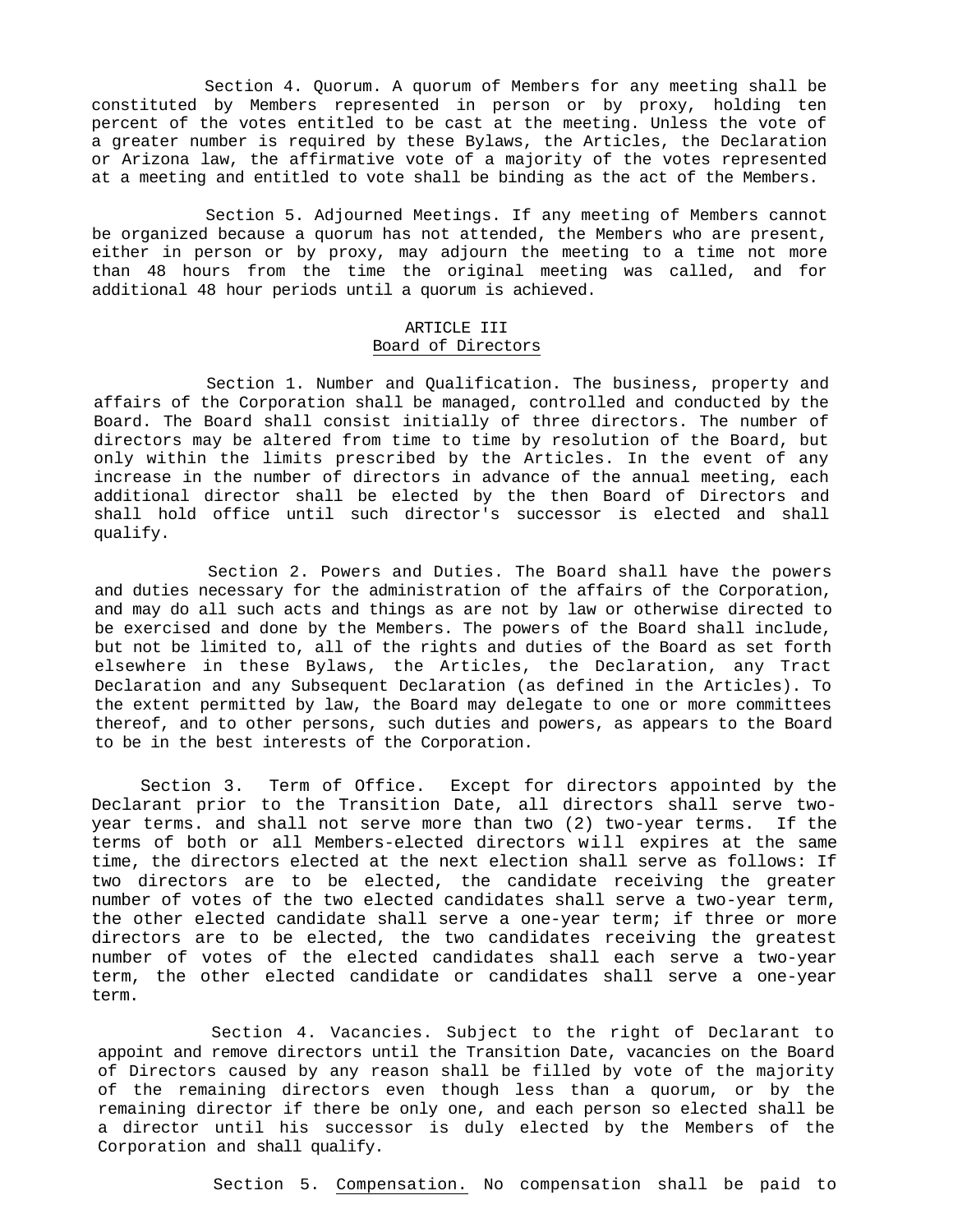Section 4. Quorum. A quorum of Members for any meeting shall be constituted by Members represented in person or by proxy, holding ten percent of the votes entitled to be cast at the meeting. Unless the vote of a greater number is required by these Bylaws, the Articles, the Declaration or Arizona law, the affirmative vote of a majority of the votes represented at a meeting and entitled to vote shall be binding as the act of the Members.

Section 5. Adjourned Meetings. If any meeting of Members cannot be organized because a quorum has not attended, the Members who are present, either in person or by proxy, may adjourn the meeting to a time not more than 48 hours from the time the original meeting was called, and for additional 48 hour periods until a quorum is achieved.

## ARTICLE III
## Board of Directors

Section 1. Number and Qualification. The business, property and affairs of the Corporation shall be managed, controlled and conducted by the Board. The Board shall consist initially of three directors. The number of directors may be altered from time to time by resolution of the Board, but only within the limits prescribed by the Articles. In the event of any increase in the number of directors in advance of the annual meeting, each additional director shall be elected by the then Board of Directors and shall hold office until such director's successor is elected and shall qualify.

Section 2. Powers and Duties. The Board shall have the powers and duties necessary for the administration of the affairs of the Corporation, and may do all such acts and things as are not by law or otherwise directed to be exercised and done by the Members. The powers of the Board shall include, but not be limited to, all of the rights and duties of the Board as set forth elsewhere in these Bylaws, the Articles, the Declaration, any Tract Declaration and any Subsequent Declaration (as defined in the Articles). To the extent permitted by law, the Board may delegate to one or more committees thereof, and to other persons, such duties and powers, as appears to the Board to be in the best interests of the Corporation.

Section 3. Term of Office. Except for directors appointed by the Declarant prior to the Transition Date, all directors shall serve two-year terms. and shall not serve more than two (2) two-year terms. If the terms of both or all Members-elected directors will expires at the same time, the directors elected at the next election shall serve as follows: If two directors are to be elected, the candidate receiving the greater number of votes of the two elected candidates shall serve a two-year term, the other elected candidate shall serve a one-year term; if three or more directors are to be elected, the two candidates receiving the greatest number of votes of the elected candidates shall each serve a two-year term, the other elected candidate or candidates shall serve a one-year term.

Section 4. Vacancies. Subject to the right of Declarant to appoint and remove directors until the Transition Date, vacancies on the Board of Directors caused by any reason shall be filled by vote of the majority of the remaining directors even though less than a quorum, or by the remaining director if there be only one, and each person so elected shall be a director until his successor is duly elected by the Members of the Corporation and shall qualify.

Section 5. Compensation. No compensation shall be paid to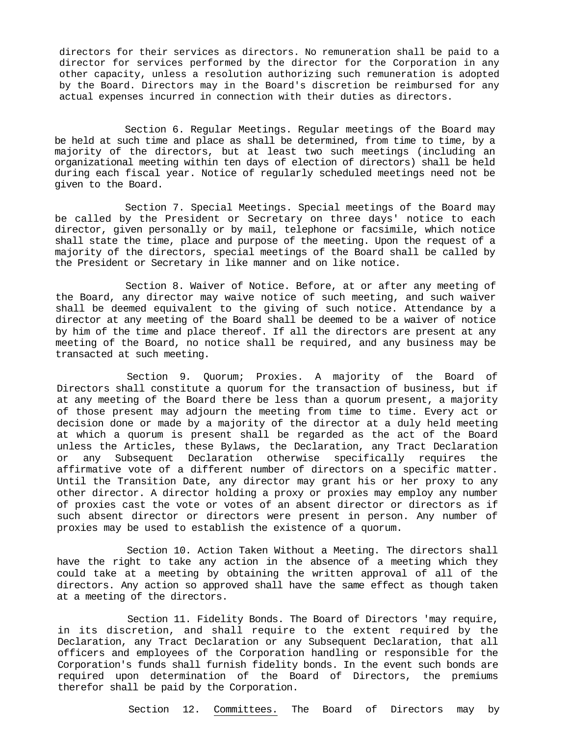directors for their services as directors. No remuneration shall be paid to a director for services performed by the director for the Corporation in any other capacity, unless a resolution authorizing such remuneration is adopted by the Board. Directors may in the Board's discretion be reimbursed for any actual expenses incurred in connection with their duties as directors.

Section 6. Regular Meetings. Regular meetings of the Board may be held at such time and place as shall be determined, from time to time, by a majority of the directors, but at least two such meetings (including an organizational meeting within ten days of election of directors) shall be held during each fiscal year. Notice of regularly scheduled meetings need not be given to the Board.

Section 7. Special Meetings. Special meetings of the Board may be called by the President or Secretary on three days' notice to each director, given personally or by mail, telephone or facsimile, which notice shall state the time, place and purpose of the meeting. Upon the request of a majority of the directors, special meetings of the Board shall be called by the President or Secretary in like manner and on like notice.

Section 8. Waiver of Notice. Before, at or after any meeting of the Board, any director may waive notice of such meeting, and such waiver shall be deemed equivalent to the giving of such notice. Attendance by a director at any meeting of the Board shall be deemed to be a waiver of notice by him of the time and place thereof. If all the directors are present at any meeting of the Board, no notice shall be required, and any business may be transacted at such meeting.

Section 9. Quorum; Proxies. A majority of the Board of Directors shall constitute a quorum for the transaction of business, but if at any meeting of the Board there be less than a quorum present, a majority of those present may adjourn the meeting from time to time. Every act or decision done or made by a majority of the director at a duly held meeting at which a quorum is present shall be regarded as the act of the Board unless the Articles, these Bylaws, the Declaration, any Tract Declaration or any Subsequent Declaration otherwise specifically requires the affirmative vote of a different number of directors on a specific matter. Until the Transition Date, any director may grant his or her proxy to any other director. A director holding a proxy or proxies may employ any number of proxies cast the vote or votes of an absent director or directors as if such absent director or directors were present in person. Any number of proxies may be used to establish the existence of a quorum.

Section 10. Action Taken Without a Meeting. The directors shall have the right to take any action in the absence of a meeting which they could take at a meeting by obtaining the written approval of all of the directors. Any action so approved shall have the same effect as though taken at a meeting of the directors.

Section 11. Fidelity Bonds. The Board of Directors 'may require, in its discretion, and shall require to the extent required by the Declaration, any Tract Declaration or any Subsequent Declaration, that all officers and employees of the Corporation handling or responsible for the Corporation's funds shall furnish fidelity bonds. In the event such bonds are required upon determination of the Board of Directors, the premiums therefor shall be paid by the Corporation.

Section 12. Committees. The Board of Directors may by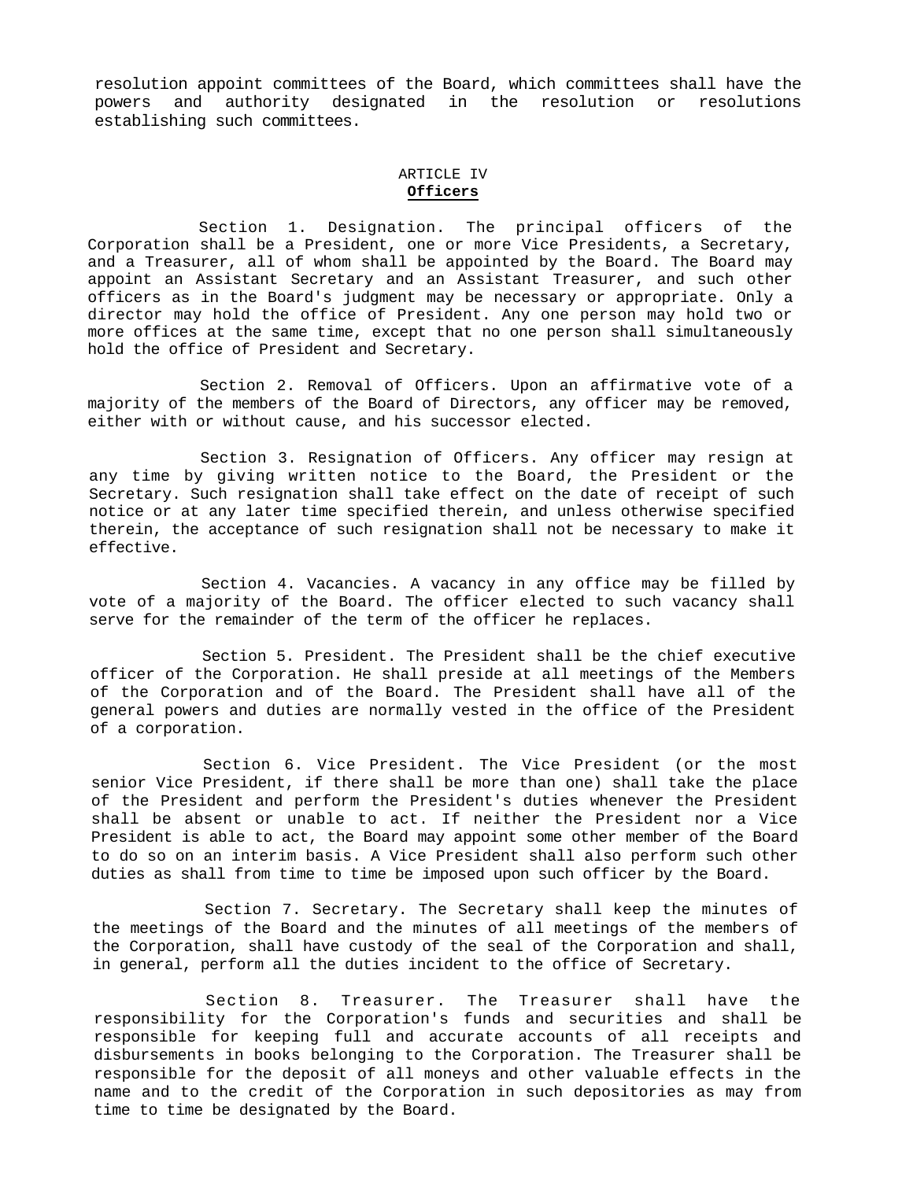resolution appoint committees of the Board, which committees shall have the powers and authority designated in the resolution or resolutions establishing such committees.

## ARTICLE IV
## **Officers**

Section 1. Designation. The principal officers of the Corporation shall be a President, one or more Vice Presidents, a Secretary, and a Treasurer, all of whom shall be appointed by the Board. The Board may appoint an Assistant Secretary and an Assistant Treasurer, and such other officers as in the Board's judgment may be necessary or appropriate. Only a director may hold the office of President. Any one person may hold two or more offices at the same time, except that no one person shall simultaneously hold the office of President and Secretary.

Section 2. Removal of Officers. Upon an affirmative vote of a majority of the members of the Board of Directors, any officer may be removed, either with or without cause, and his successor elected.

Section 3. Resignation of Officers. Any officer may resign at any time by giving written notice to the Board, the President or the Secretary. Such resignation shall take effect on the date of receipt of such notice or at any later time specified therein, and unless otherwise specified therein, the acceptance of such resignation shall not be necessary to make it effective.

Section 4. Vacancies. A vacancy in any office may be filled by vote of a majority of the Board. The officer elected to such vacancy shall serve for the remainder of the term of the officer he replaces.

Section 5. President. The President shall be the chief executive officer of the Corporation. He shall preside at all meetings of the Members of the Corporation and of the Board. The President shall have all of the general powers and duties are normally vested in the office of the President of a corporation.

Section 6. Vice President. The Vice President (or the most senior Vice President, if there shall be more than one) shall take the place of the President and perform the President's duties whenever the President shall be absent or unable to act. If neither the President nor a Vice President is able to act, the Board may appoint some other member of the Board to do so on an interim basis. A Vice President shall also perform such other duties as shall from time to time be imposed upon such officer by the Board.

Section 7. Secretary. The Secretary shall keep the minutes of the meetings of the Board and the minutes of all meetings of the members of the Corporation, shall have custody of the seal of the Corporation and shall, in general, perform all the duties incident to the office of Secretary.

Section 8. Treasurer. The Treasurer shall have the responsibility for the Corporation's funds and securities and shall be responsible for keeping full and accurate accounts of all receipts and disbursements in books belonging to the Corporation. The Treasurer shall be responsible for the deposit of all moneys and other valuable effects in the name and to the credit of the Corporation in such depositories as may from time to time be designated by the Board.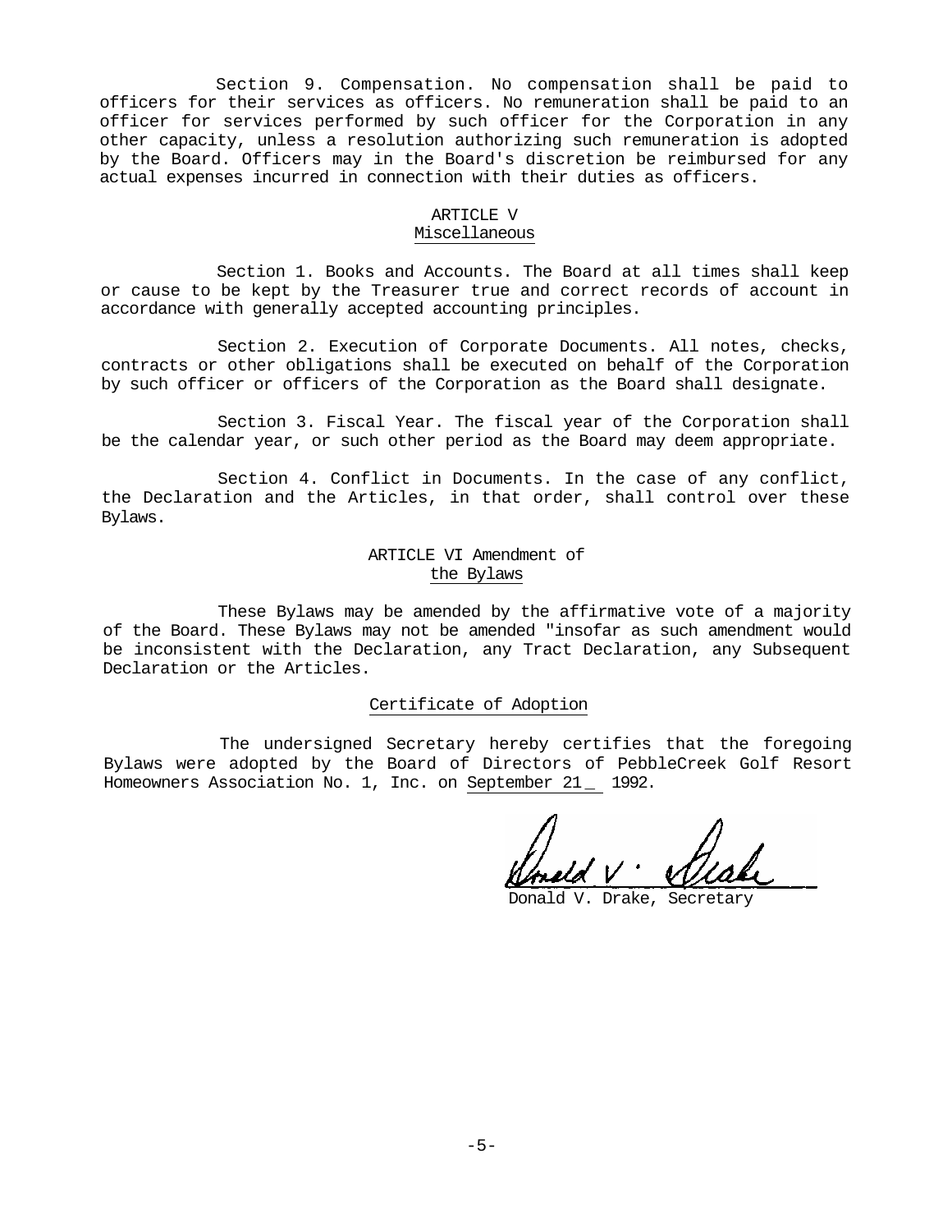Section 9. Compensation. No compensation shall be paid to officers for their services as officers. No remuneration shall be paid to an officer for services performed by such officer for the Corporation in any other capacity, unless a resolution authorizing such remuneration is adopted by the Board. Officers may in the Board's discretion be reimbursed for any actual expenses incurred in connection with their duties as officers.

## ARTICLE V
## Miscellaneous

Section 1. Books and Accounts. The Board at all times shall keep or cause to be kept by the Treasurer true and correct records of account in accordance with generally accepted accounting principles.

Section 2. Execution of Corporate Documents. All notes, checks, contracts or other obligations shall be executed on behalf of the Corporation by such officer or officers of the Corporation as the Board shall designate.

Section 3. Fiscal Year. The fiscal year of the Corporation shall be the calendar year, or such other period as the Board may deem appropriate.

Section 4. Conflict in Documents. In the case of any conflict, the Declaration and the Articles, in that order, shall control over these Bylaws.

## ARTICLE VI Amendment of the Bylaws

These Bylaws may be amended by the affirmative vote of a majority of the Board. These Bylaws may not be amended "insofar as such amendment would be inconsistent with the Declaration, any Tract Declaration, any Subsequent Declaration or the Articles.

## Certificate of Adoption

The undersigned Secretary hereby certifies that the foregoing Bylaws were adopted by the Board of Directors of PebbleCreek Golf Resort Homeowners Association No. 1, Inc. on September 21_ 1992.

Donald V. Drake

Donald V. Drake, Secretary